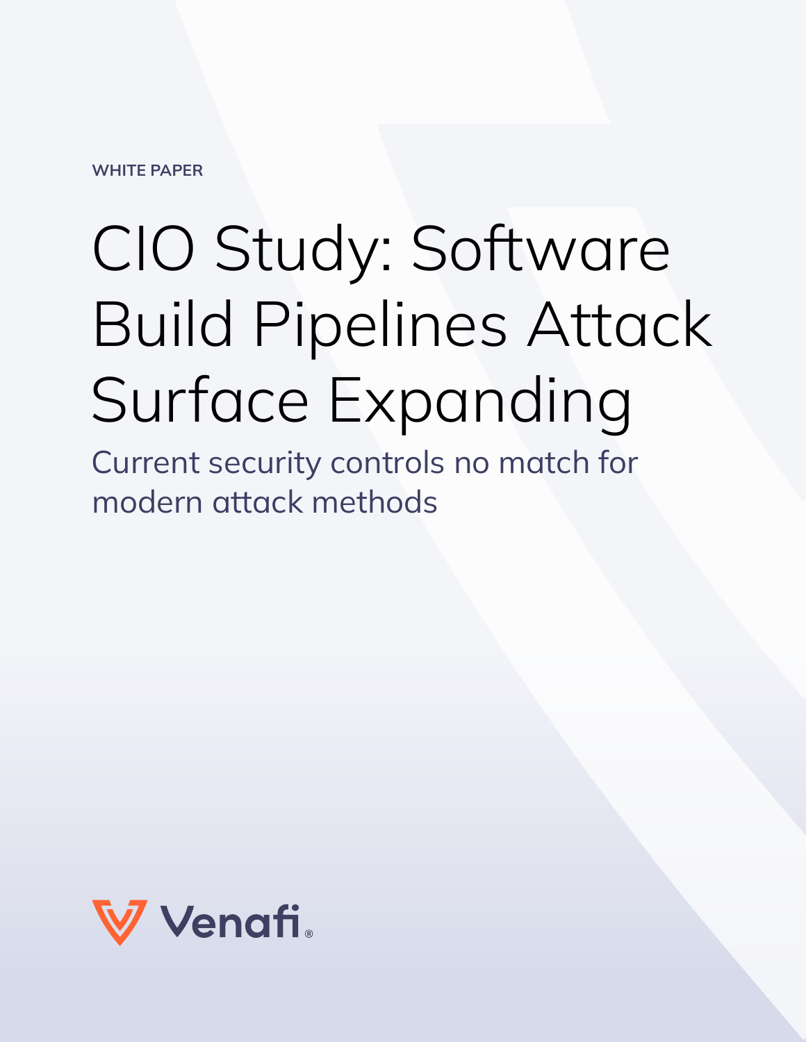WHITE PAPER

# CIO Study: Software Build Pipelines Attack Surface Expanding

## Current security controls no match for modern attack methods

Venafi®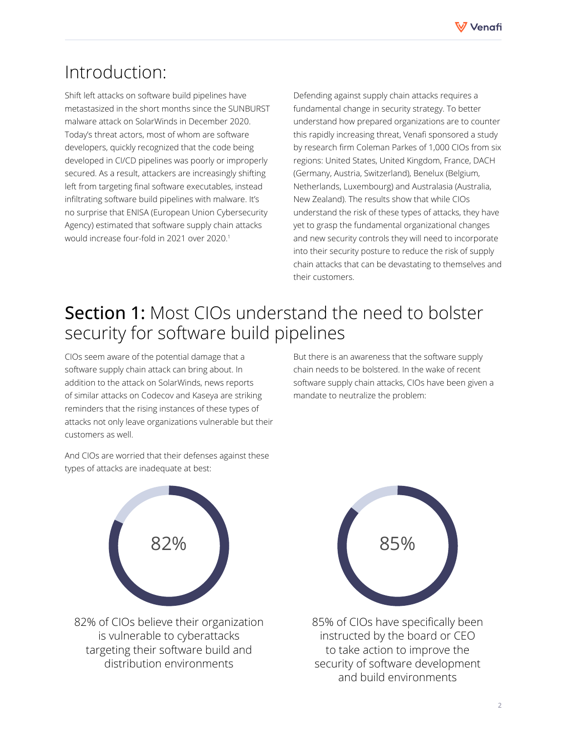# Introduction:

Shift left attacks on software build pipelines have metastasized in the short months since the SUNBURST malware attack on SolarWinds in December 2020. Today's threat actors, most of whom are software developers, quickly recognized that the code being developed in CI/CD pipelines was poorly or improperly secured. As a result, attackers are increasingly shifting left from targeting final software executables, instead infiltrating software build pipelines with malware. It's no surprise that ENISA (European Union Cybersecurity Agency) estimated that software supply chain attacks would increase four-fold in 2021 over 2020.[1]

Defending against supply chain attacks requires a fundamental change in security strategy. To better understand how prepared organizations are to counter this rapidly increasing threat, Venafi sponsored a study by research firm Coleman Parkes of 1,000 CIOs from six regions: United States, United Kingdom, France, DACH (Germany, Austria, Switzerland), Benelux (Belgium, Netherlands, Luxembourg) and Australasia (Australia, New Zealand). The results show that while CIOs understand the risk of these types of attacks, they have yet to grasp the fundamental organizational changes and new security controls they will need to incorporate into their security posture to reduce the risk of supply chain attacks that can be devastating to themselves and their customers.

# **Section 1:** Most CIOs understand the need to bolster security for software build pipelines

CIOs seem aware of the potential damage that a software supply chain attack can bring about. In addition to the attack on SolarWinds, news reports of similar attacks on Codecov and Kaseya are striking reminders that the rising instances of these types of attacks not only leave organizations vulnerable but their customers as well.

And CIOs are worried that their defenses against these types of attacks are inadequate at best:

82%

82% of CIOs believe their organization is vulnerable to cyberattacks targeting their software build and distribution environments

But there is an awareness that the software supply chain needs to be bolstered. In the wake of recent software supply chain attacks, CIOs have been given a mandate to neutralize the problem:

85%

85% of CIOs have specifically been instructed by the board or CEO to take action to improve the security of software development and build environments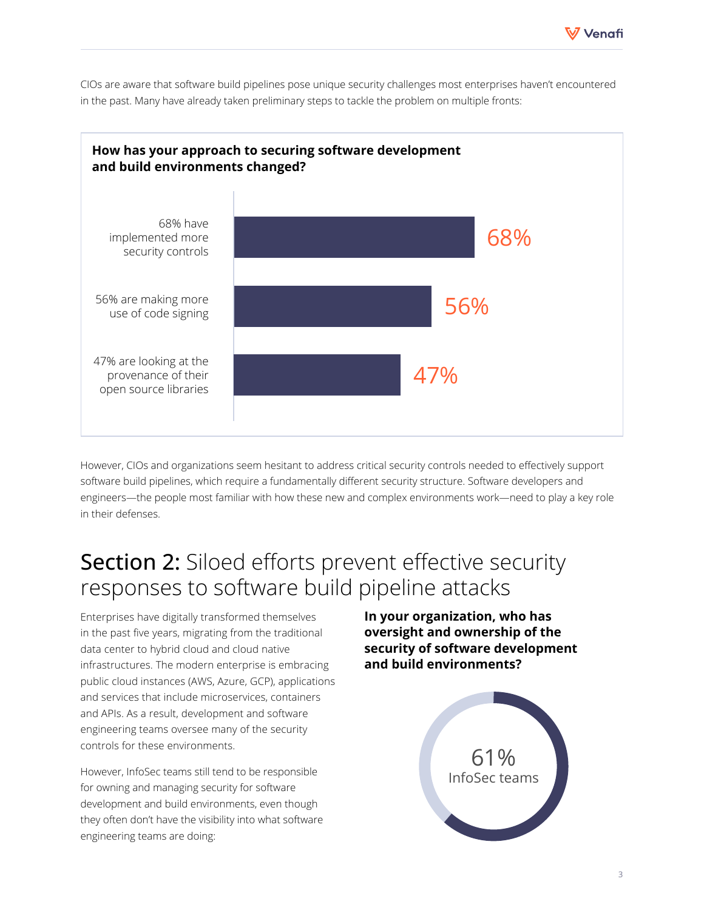CIOs are aware that software build pipelines pose unique security challenges most enterprises haven't encountered in the past. Many have already taken preliminary steps to tackle the problem on multiple fronts:

**How has your approach to securing software development and build environments changed?**

- 68% have implemented more security controls — 68%
- 56% are making more use of code signing — 56%
- 47% are looking at the provenance of their open source libraries — 47%

However, CIOs and organizations seem hesitant to address critical security controls needed to effectively support software build pipelines, which require a fundamentally different security structure. Software developers and engineers—the people most familiar with how these new and complex environments work—need to play a key role in their defenses.

## Section 2: Siloed efforts prevent effective security responses to software build pipeline attacks

Enterprises have digitally transformed themselves in the past five years, migrating from the traditional data center to hybrid cloud and cloud native infrastructures. The modern enterprise is embracing public cloud instances (AWS, Azure, GCP), applications and services that include microservices, containers and APIs. As a result, development and software engineering teams oversee many of the security controls for these environments.

However, InfoSec teams still tend to be responsible for owning and managing security for software development and build environments, even though they often don't have the visibility into what software engineering teams are doing:

**In your organization, who has oversight and ownership of the security of software development and build environments?**

61% InfoSec teams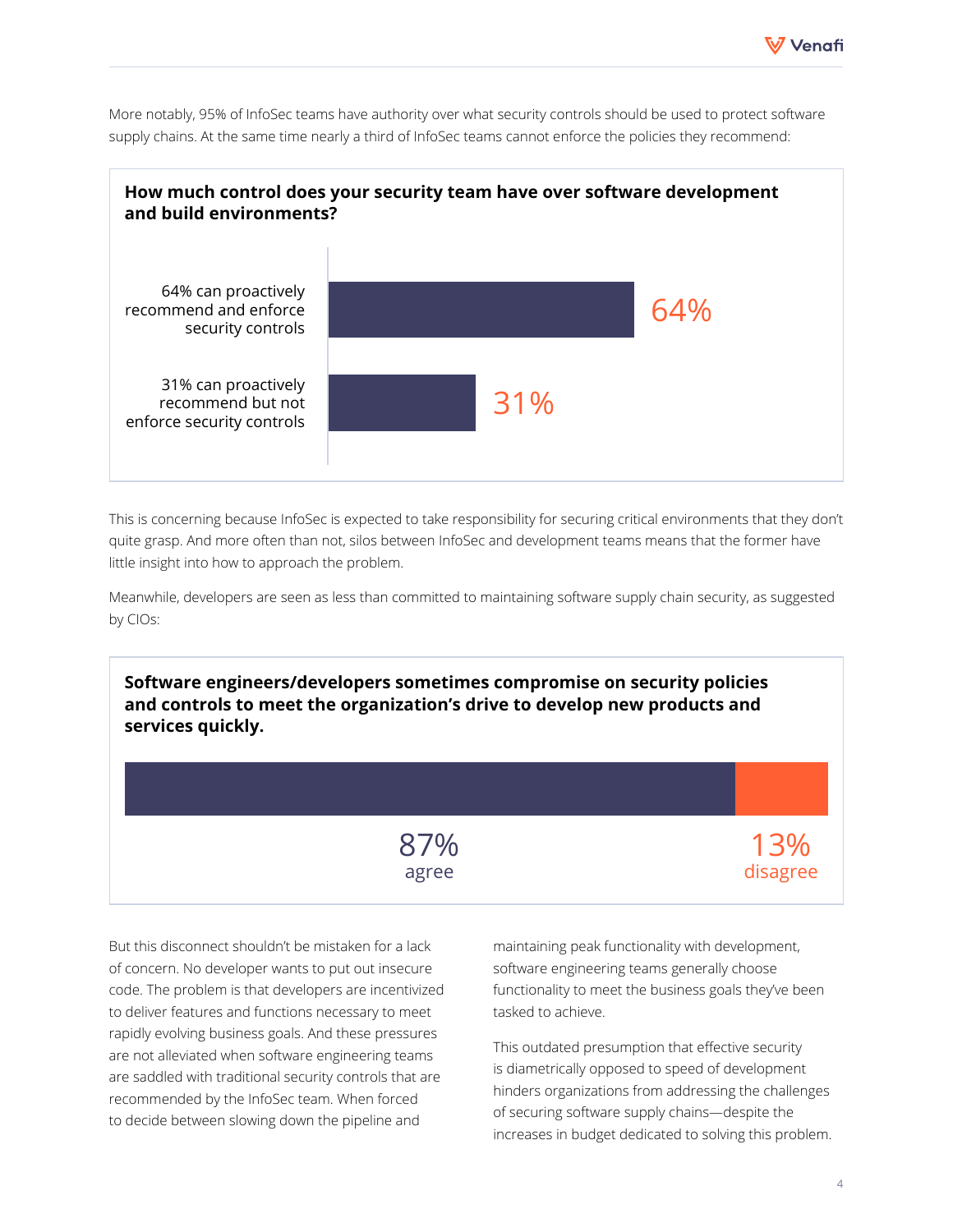More notably, 95% of InfoSec teams have authority over what security controls should be used to protect software supply chains. At the same time nearly a third of InfoSec teams cannot enforce the policies they recommend:

**How much control does your security team have over software development and build environments?**

| Response | Percentage |
|---|---|
| 64% can proactively recommend and enforce security controls | 64% |
| 31% can proactively recommend but not enforce security controls | 31% |

This is concerning because InfoSec is expected to take responsibility for securing critical environments that they don't quite grasp. And more often than not, silos between InfoSec and development teams means that the former have little insight into how to approach the problem.

Meanwhile, developers are seen as less than committed to maintaining software supply chain security, as suggested by CIOs:

**Software engineers/developers sometimes compromise on security policies and controls to meet the organization's drive to develop new products and services quickly.**

| agree | disagree |
|---|---|
| 87% | 13% |

But this disconnect shouldn't be mistaken for a lack of concern. No developer wants to put out insecure code. The problem is that developers are incentivized to deliver features and functions necessary to meet rapidly evolving business goals. And these pressures are not alleviated when software engineering teams are saddled with traditional security controls that are recommended by the InfoSec team. When forced to decide between slowing down the pipeline and maintaining peak functionality with development, software engineering teams generally choose functionality to meet the business goals they've been tasked to achieve.

This outdated presumption that effective security is diametrically opposed to speed of development hinders organizations from addressing the challenges of securing software supply chains—despite the increases in budget dedicated to solving this problem.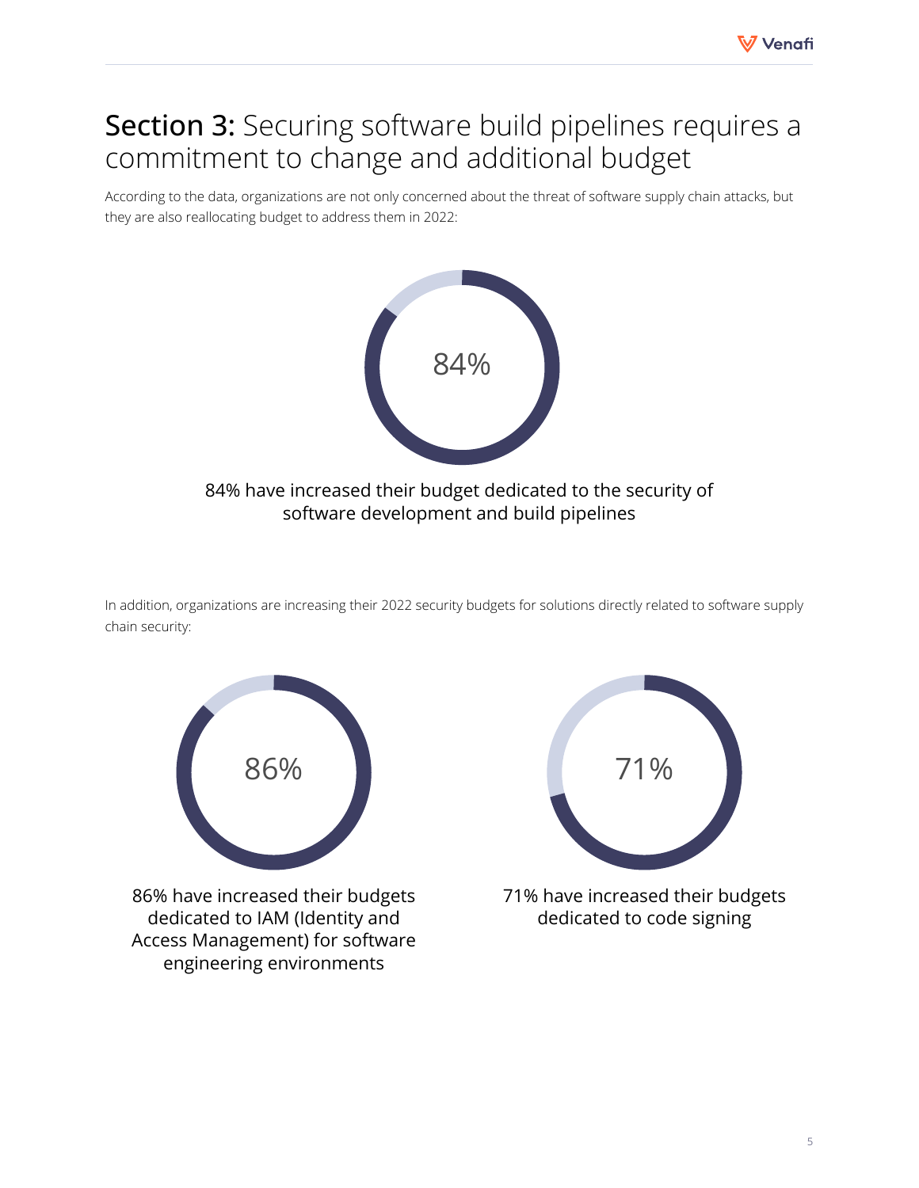# **Section 3:** Securing software build pipelines requires a commitment to change and additional budget

According to the data, organizations are not only concerned about the threat of software supply chain attacks, but they are also reallocating budget to address them in 2022:

84%

84% have increased their budget dedicated to the security of software development and build pipelines

In addition, organizations are increasing their 2022 security budgets for solutions directly related to software supply chain security:

86%

86% have increased their budgets dedicated to IAM (Identity and Access Management) for software engineering environments

71%

71% have increased their budgets dedicated to code signing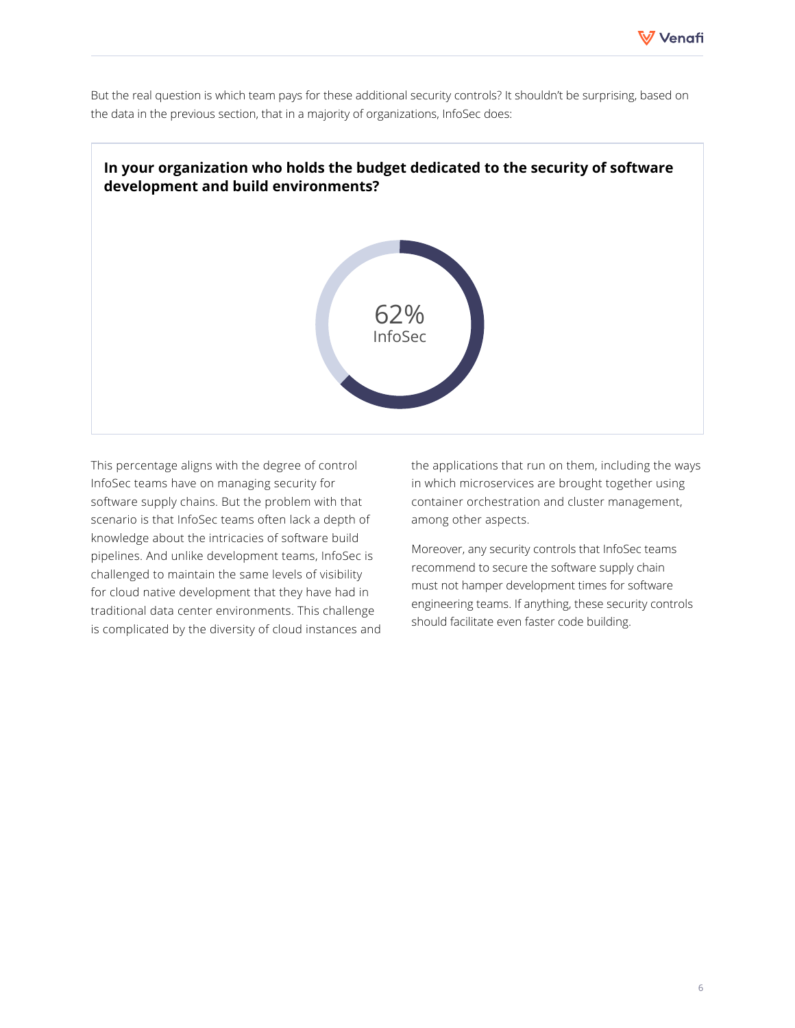But the real question is which team pays for these additional security controls? It shouldn't be surprising, based on the data in the previous section, that in a majority of organizations, InfoSec does:

**In your organization who holds the budget dedicated to the security of software development and build environments?**

62%
InfoSec

This percentage aligns with the degree of control InfoSec teams have on managing security for software supply chains. But the problem with that scenario is that InfoSec teams often lack a depth of knowledge about the intricacies of software build pipelines. And unlike development teams, InfoSec is challenged to maintain the same levels of visibility for cloud native development that they have had in traditional data center environments. This challenge is complicated by the diversity of cloud instances and the applications that run on them, including the ways in which microservices are brought together using container orchestration and cluster management, among other aspects.

Moreover, any security controls that InfoSec teams recommend to secure the software supply chain must not hamper development times for software engineering teams. If anything, these security controls should facilitate even faster code building.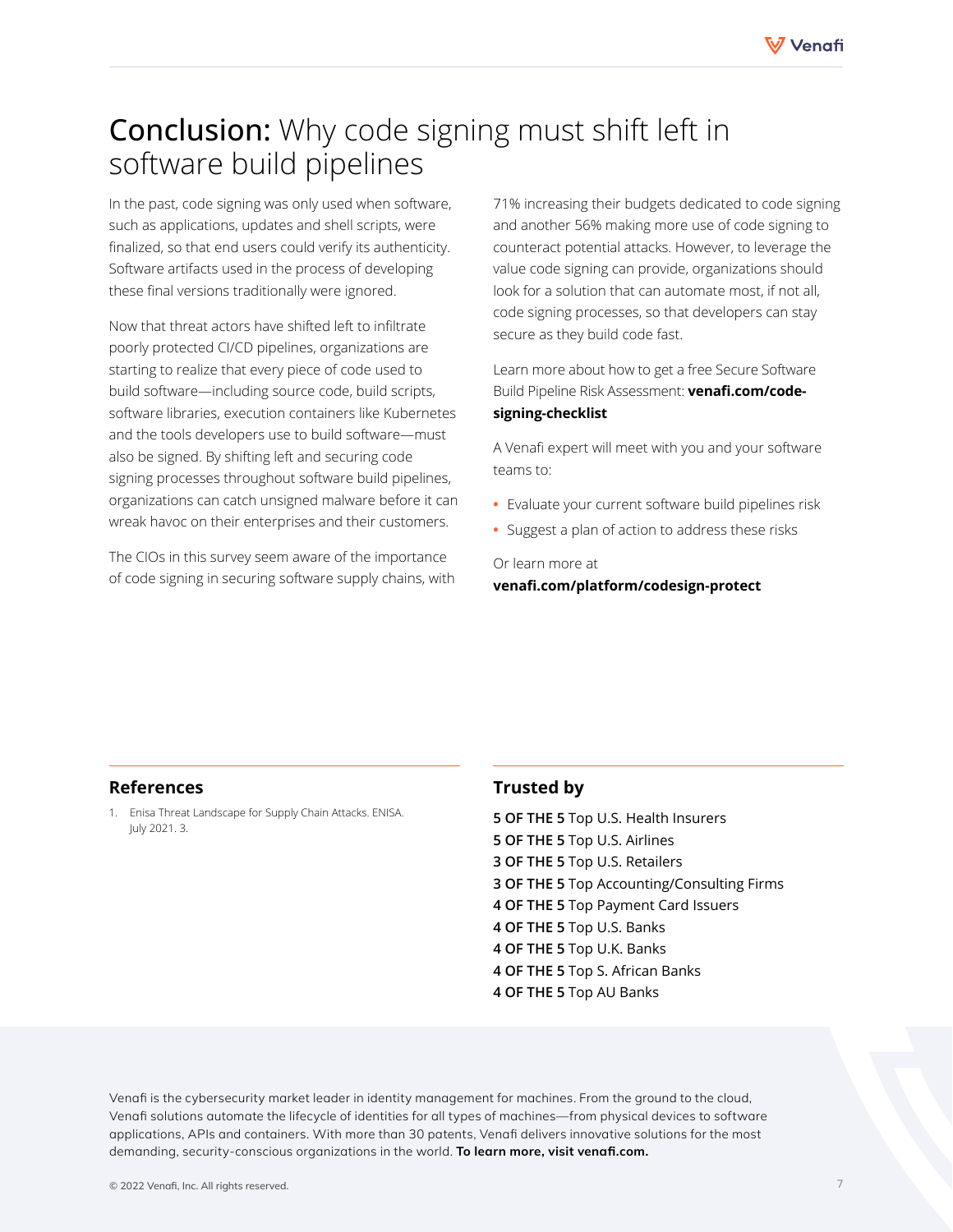# **Conclusion:** Why code signing must shift left in software build pipelines

In the past, code signing was only used when software, such as applications, updates and shell scripts, were finalized, so that end users could verify its authenticity. Software artifacts used in the process of developing these final versions traditionally were ignored.

Now that threat actors have shifted left to infiltrate poorly protected CI/CD pipelines, organizations are starting to realize that every piece of code used to build software—including source code, build scripts, software libraries, execution containers like Kubernetes and the tools developers use to build software—must also be signed. By shifting left and securing code signing processes throughout software build pipelines, organizations can catch unsigned malware before it can wreak havoc on their enterprises and their customers.

The CIOs in this survey seem aware of the importance of code signing in securing software supply chains, with 71% increasing their budgets dedicated to code signing and another 56% making more use of code signing to counteract potential attacks. However, to leverage the value code signing can provide, organizations should look for a solution that can automate most, if not all, code signing processes, so that developers can stay secure as they build code fast.

Learn more about how to get a free Secure Software Build Pipeline Risk Assessment: **venafi.com/code-signing-checklist**

A Venafi expert will meet with you and your software teams to:

- Evaluate your current software build pipelines risk
- Suggest a plan of action to address these risks

Or learn more at
**venafi.com/platform/codesign-protect**

## References

1. Enisa Threat Landscape for Supply Chain Attacks. ENISA. July 2021. 3.

## Trusted by

**5 OF THE 5** Top U.S. Health Insurers
**5 OF THE 5** Top U.S. Airlines
**3 OF THE 5** Top U.S. Retailers
**3 OF THE 5** Top Accounting/Consulting Firms
**4 OF THE 5** Top Payment Card Issuers
**4 OF THE 5** Top U.S. Banks
**4 OF THE 5** Top U.K. Banks
**4 OF THE 5** Top S. African Banks
**4 OF THE 5** Top AU Banks

Venafi is the cybersecurity market leader in identity management for machines. From the ground to the cloud, Venafi solutions automate the lifecycle of identities for all types of machines—from physical devices to software applications, APIs and containers. With more than 30 patents, Venafi delivers innovative solutions for the most demanding, security-conscious organizations in the world. **To learn more, visit venafi.com.**

© 2022 Venafi, Inc. All rights reserved.